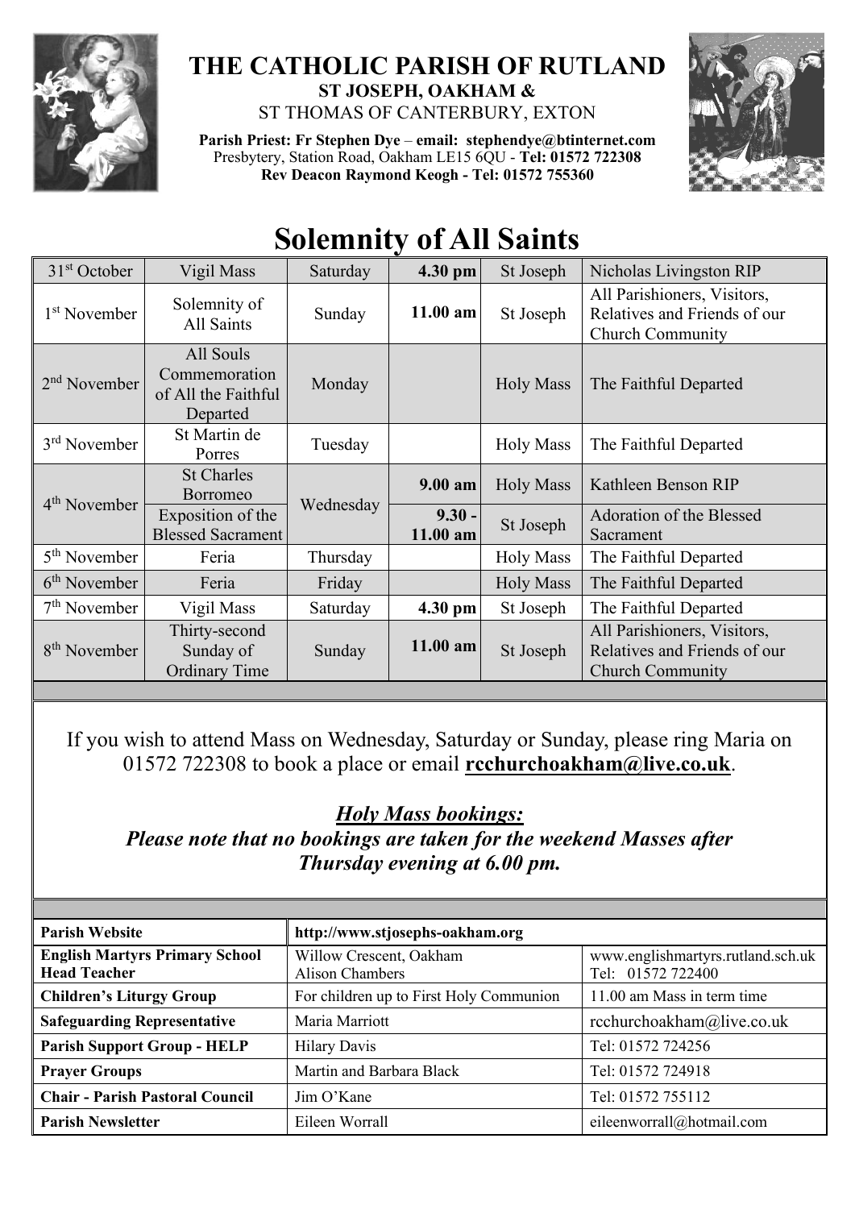# THE CATHOLIC PARISH OF RUTLAND

**ST JOSEPH, OAKHAM &**

ST THOMAS OF CANTERBURY, EXTON

**Parish Priest: Fr Stephen Dye** – **email: stephendye@btinternet.com**
Presbytery, Station Road, Oakham LE15 6QU - **Tel: 01572 722308**
**Rev Deacon Raymond Keogh - Tel: 01572 755360**

# Solemnity of All Saints

| | | | | | |
|---|---|---|---|---|---|
| 31st October | Vigil Mass | Saturday | **4.30 pm** | St Joseph | Nicholas Livingston RIP |
| 1st November | Solemnity of All Saints | Sunday | **11.00 am** | St Joseph | All Parishioners, Visitors, Relatives and Friends of our Church Community |
| 2nd November | All Souls Commemoration of All the Faithful Departed | Monday | | Holy Mass | The Faithful Departed |
| 3rd November | St Martin de Porres | Tuesday | | Holy Mass | The Faithful Departed |
| 4th November | St Charles Borromeo | Wednesday | **9.00 am** | Holy Mass | Kathleen Benson RIP |
| | Exposition of the Blessed Sacrament | | **9.30 - 11.00 am** | St Joseph | Adoration of the Blessed Sacrament |
| 5th November | Feria | Thursday | | Holy Mass | The Faithful Departed |
| 6th November | Feria | Friday | | Holy Mass | The Faithful Departed |
| 7th November | Vigil Mass | Saturday | **4.30 pm** | St Joseph | The Faithful Departed |
| 8th November | Thirty-second Sunday of Ordinary Time | Sunday | **11.00 am** | St Joseph | All Parishioners, Visitors, Relatives and Friends of our Church Community |

If you wish to attend Mass on Wednesday, Saturday or Sunday, please ring Maria on 01572 722308 to book a place or email **rcchurchoakham@live.co.uk**.

***Holy Mass bookings:***
***Please note that no bookings are taken for the weekend Masses after Thursday evening at 6.00 pm.***

| | | |
|---|---|---|
| **Parish Website** | **http://www.stjosephs-oakham.org** | |
| **English Martyrs Primary School Head Teacher** | Willow Crescent, Oakham Alison Chambers | www.englishmartyrs.rutland.sch.uk Tel: 01572 722400 |
| **Children's Liturgy Group** | For children up to First Holy Communion | 11.00 am Mass in term time |
| **Safeguarding Representative** | Maria Marriott | rcchurchoakham@live.co.uk |
| **Parish Support Group - HELP** | Hilary Davis | Tel: 01572 724256 |
| **Prayer Groups** | Martin and Barbara Black | Tel: 01572 724918 |
| **Chair - Parish Pastoral Council** | Jim O'Kane | Tel: 01572 755112 |
| **Parish Newsletter** | Eileen Worrall | eileenworrall@hotmail.com |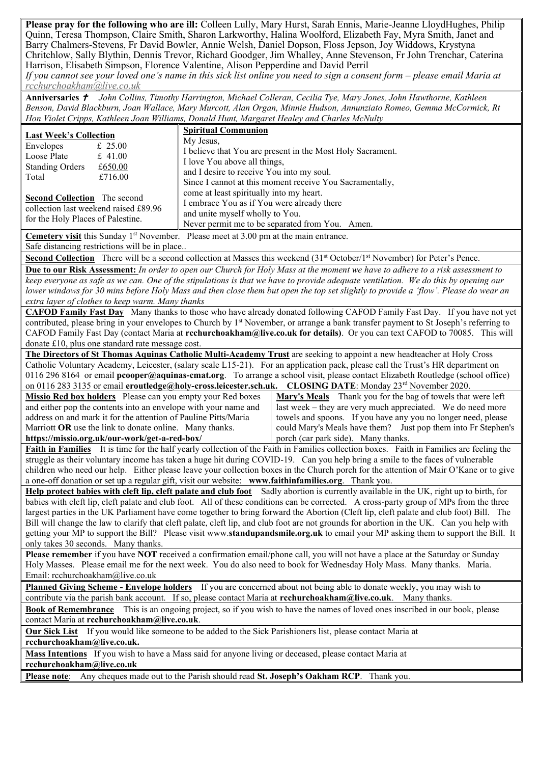**Please pray for the following who are ill:** Colleen Lully, Mary Hurst, Sarah Ennis, Marie-Jeanne LloydHughes, Philip Quinn, Teresa Thompson, Claire Smith, Sharon Larkworthy, Halina Woolford, Elizabeth Fay, Myra Smith, Janet and Barry Chalmers-Stevens, Fr David Bowler, Annie Welsh, Daniel Dopson, Floss Jepson, Joy Widdows, Krystyna Chritchlow, Sally Blythin, Dennis Trevor, Richard Goodger, Jim Whalley, Anne Stevenson, Fr John Trenchar, Caterina Harrison, Elisabeth Simpson, Florence Valentine, Alison Pepperdine and David Perril

*If you cannot see your loved one's name in this sick list online you need to sign a consent form – please email Maria at rcchurchoakham@live.co.uk*

**Anniversaries** ✝ *John Collins, Timothy Harrington, Michael Colleran, Cecilia Tye, Mary Jones, John Hawthorne, Kathleen Benson, David Blackburn, Joan Wallace, Mary Murcott, Alan Organ, Minnie Hudson, Annunziato Romeo, Gemma McCormick, Rt Hon Violet Cripps, Kathleen Joan Williams, Donald Hunt, Margaret Healey and Charles McNulty*

**Last Week's Collection**

| | |
|---|---|
| Envelopes | £ 25.00 |
| Loose Plate | £ 41.00 |
| Standing Orders | £650.00 |
| Total | £716.00 |

**Second Collection** The second collection last weekend raised £89.96 for the Holy Places of Palestine.

**Spiritual Communion**

My Jesus,
I believe that You are present in the Most Holy Sacrament.
I love You above all things,
and I desire to receive You into my soul.
Since I cannot at this moment receive You Sacramentally,
come at least spiritually into my heart.
I embrace You as if You were already there
and unite myself wholly to You.
Never permit me to be separated from You. Amen.

**Cemetery visit** this Sunday 1st November. Please meet at 3.00 pm at the main entrance.
Safe distancing restrictions will be in place..

**Second Collection** There will be a second collection at Masses this weekend (31st October/1st November) for Peter's Pence.

**Due to our Risk Assessment:** *In order to open our Church for Holy Mass at the moment we have to adhere to a risk assessment to keep everyone as safe as we can. One of the stipulations is that we have to provide adequate ventilation. We do this by opening our lower windows for 30 mins before Holy Mass and then close them but open the top set slightly to provide a 'flow'. Please do wear an extra layer of clothes to keep warm. Many thanks*

**CAFOD Family Fast Day** Many thanks to those who have already donated following CAFOD Family Fast Day. If you have not yet contributed, please bring in your envelopes to Church by 1st November, or arrange a bank transfer payment to St Joseph's referring to CAFOD Family Fast Day (contact Maria at **rcchurchoakham@live.co.uk for details**). Or you can text CAFOD to 70085. This will donate £10, plus one standard rate message cost.

**The Directors of St Thomas Aquinas Catholic Multi-Academy Trust** are seeking to appoint a new headteacher at Holy Cross Catholic Voluntary Academy, Leicester, (salary scale L15-21). For an application pack, please call the Trust's HR department on 0116 296 8164 or email **pcooper@aquinas-cmat.org**. To arrange a school visit, please contact Elizabeth Routledge (school office) on 0116 283 3135 or email **eroutledge@holy-cross.leicester.sch.uk. CLOSING DATE**: Monday 23rd November 2020.

**Missio Red box holders** Please can you empty your Red boxes and either pop the contents into an envelope with your name and address on and mark it for the attention of Pauline Pitts/Maria Marriott **OR** use the link to donate online. Many thanks.
**https://missio.org.uk/our-work/get-a-red-box/**

**Mary's Meals** Thank you for the bag of towels that were left last week – they are very much appreciated. We do need more towels and spoons. If you have any you no longer need, please could Mary's Meals have them? Just pop them into Fr Stephen's porch (car park side). Many thanks.

**Faith in Families** It is time for the half yearly collection of the Faith in Families collection boxes. Faith in Families are feeling the struggle as their voluntary income has taken a huge hit during COVID-19. Can you help bring a smile to the faces of vulnerable children who need our help. Either please leave your collection boxes in the Church porch for the attention of Mair O'Kane or to give a one-off donation or set up a regular gift, visit our website: **www.faithinfamilies.org**. Thank you.

**Help protect babies with cleft lip, cleft palate and club foot** Sadly abortion is currently available in the UK, right up to birth, for babies with cleft lip, cleft palate and club foot. All of these conditions can be corrected. A cross-party group of MPs from the three largest parties in the UK Parliament have come together to bring forward the Abortion (Cleft lip, cleft palate and club foot) Bill. The Bill will change the law to clarify that cleft palate, cleft lip, and club foot are not grounds for abortion in the UK. Can you help with getting your MP to support the Bill? Please visit www.**standupandsmile.org.uk** to email your MP asking them to support the Bill. It only takes 30 seconds. Many thanks.

**Please remember** if you have **NOT** received a confirmation email/phone call, you will not have a place at the Saturday or Sunday Holy Masses. Please email me for the next week. You do also need to book for Wednesday Holy Mass. Many thanks. Maria. Email: rcchurchoakham@live.co.uk

**Planned Giving Scheme - Envelope holders** If you are concerned about not being able to donate weekly, you may wish to contribute via the parish bank account. If so, please contact Maria at **rcchurchoakham@live.co.uk**. Many thanks.

**Book of Remembrance** This is an ongoing project, so if you wish to have the names of loved ones inscribed in our book, please contact Maria at **rcchurchoakham@live.co.uk**.

**Our Sick List** If you would like someone to be added to the Sick Parishioners list, please contact Maria at **rcchurchoakham@live.co.uk.**

**Mass Intentions** If you wish to have a Mass said for anyone living or deceased, please contact Maria at **rcchurchoakham@live.co.uk**

**Please note**: Any cheques made out to the Parish should read **St. Joseph's Oakham RCP**. Thank you.